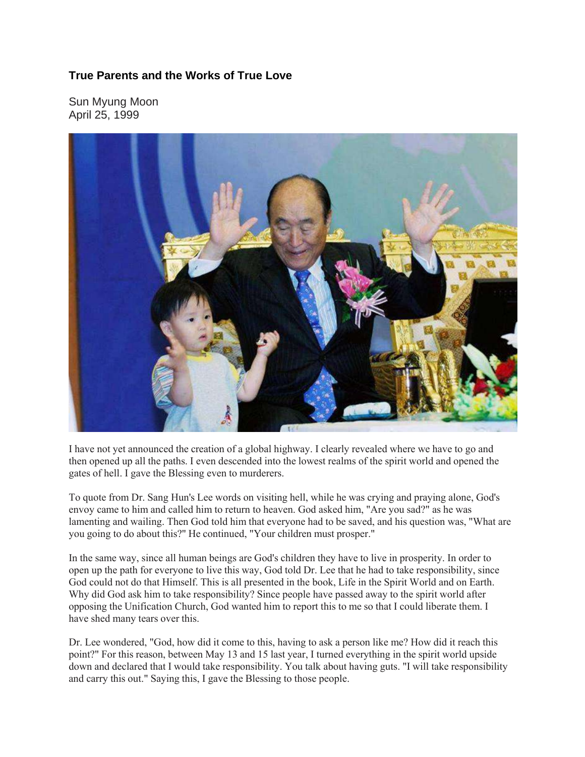# True Parents and the Works of True Love

Sun Myung Moon
April 25, 1999

I have not yet announced the creation of a global highway. I clearly revealed where we have to go and then opened up all the paths. I even descended into the lowest realms of the spirit world and opened the gates of hell. I gave the Blessing even to murderers.

To quote from Dr. Sang Hun's Lee words on visiting hell, while he was crying and praying alone, God's envoy came to him and called him to return to heaven. God asked him, "Are you sad?" as he was lamenting and wailing. Then God told him that everyone had to be saved, and his question was, "What are you going to do about this?" He continued, "Your children must prosper."

In the same way, since all human beings are God's children they have to live in prosperity. In order to open up the path for everyone to live this way, God told Dr. Lee that he had to take responsibility, since God could not do that Himself. This is all presented in the book, Life in the Spirit World and on Earth. Why did God ask him to take responsibility? Since people have passed away to the spirit world after opposing the Unification Church, God wanted him to report this to me so that I could liberate them. I have shed many tears over this.

Dr. Lee wondered, "God, how did it come to this, having to ask a person like me? How did it reach this point?" For this reason, between May 13 and 15 last year, I turned everything in the spirit world upside down and declared that I would take responsibility. You talk about having guts. "I will take responsibility and carry this out." Saying this, I gave the Blessing to those people.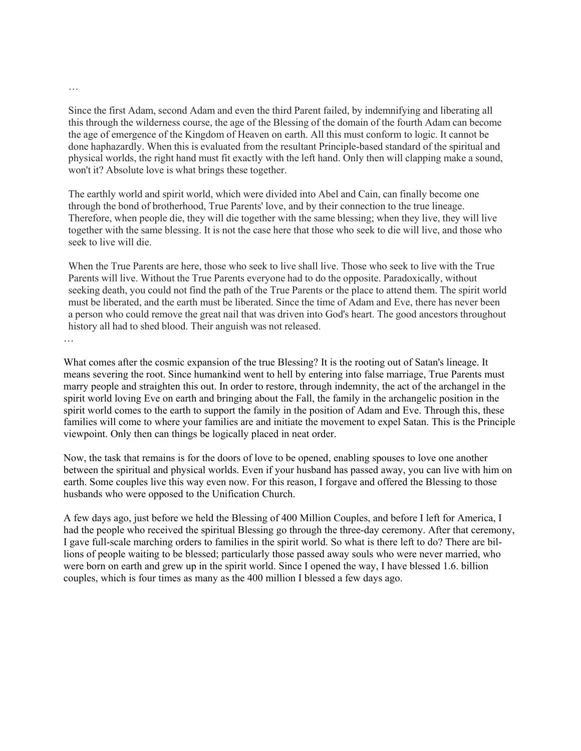…

> Since the first Adam, second Adam and even the third Parent failed, by indemnifying and liberating all this through the wilderness course, the age of the Blessing of the domain of the fourth Adam can become the age of emergence of the Kingdom of Heaven on earth. All this must conform to logic. It cannot be done haphazardly. When this is evaluated from the resultant Principle-based standard of the spiritual and physical worlds, the right hand must fit exactly with the left hand. Only then will clapping make a sound, won't it? Absolute love is what brings these together.
>
> The earthly world and spirit world, which were divided into Abel and Cain, can finally become one through the bond of brotherhood, True Parents' love, and by their connection to the true lineage. Therefore, when people die, they will die together with the same blessing; when they live, they will live together with the same blessing. It is not the case here that those who seek to die will live, and those who seek to live will die.
>
> When the True Parents are here, those who seek to live shall live. Those who seek to live with the True Parents will live. Without the True Parents everyone had to do the opposite. Paradoxically, without seeking death, you could not find the path of the True Parents or the place to attend them. The spirit world must be liberated, and the earth must be liberated. Since the time of Adam and Eve, there has never been a person who could remove the great nail that was driven into God's heart. The good ancestors throughout history all had to shed blood. Their anguish was not released.

…

What comes after the cosmic expansion of the true Blessing? It is the rooting out of Satan's lineage. It means severing the root. Since humankind went to hell by entering into false marriage, True Parents must marry people and straighten this out. In order to restore, through indemnity, the act of the archangel in the spirit world loving Eve on earth and bringing about the Fall, the family in the archangelic position in the spirit world comes to the earth to support the family in the position of Adam and Eve. Through this, these families will come to where your families are and initiate the movement to expel Satan. This is the Principle viewpoint. Only then can things be logically placed in neat order.

Now, the task that remains is for the doors of love to be opened, enabling spouses to love one another between the spiritual and physical worlds. Even if your husband has passed away, you can live with him on earth. Some couples live this way even now. For this reason, I forgave and offered the Blessing to those husbands who were opposed to the Unification Church.

A few days ago, just before we held the Blessing of 400 Million Couples, and before I left for America, I had the people who received the spiritual Blessing go through the three-day ceremony. After that ceremony, I gave full-scale marching orders to families in the spirit world. So what is there left to do? There are billions of people waiting to be blessed; particularly those passed away souls who were never married, who were born on earth and grew up in the spirit world. Since I opened the way, I have blessed 1.6. billion couples, which is four times as many as the 400 million I blessed a few days ago.